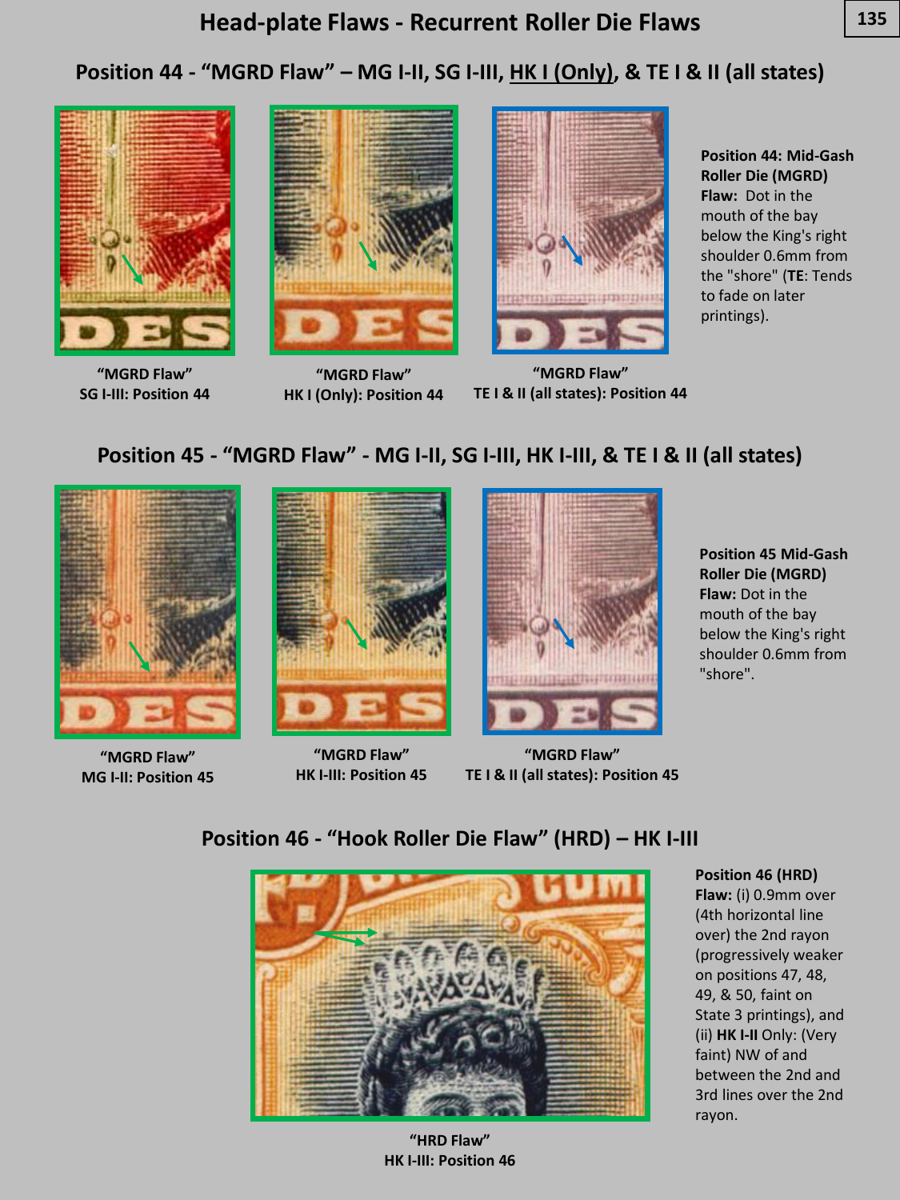# Head-plate Flaws - Recurrent Roller Die Flaws

## Position 44 - "MGRD Flaw" – MG I-II, SG I-III, HK I (Only), & TE I & II (all states)

"MGRD Flaw"
SG I-III: Position 44

"MGRD Flaw"
HK I (Only): Position 44

"MGRD Flaw"
TE I & II (all states): Position 44

**Position 44: Mid-Gash Roller Die (MGRD) Flaw:** Dot in the mouth of the bay below the King's right shoulder 0.6mm from the "shore" (**TE**: Tends to fade on later printings).

## Position 45 - "MGRD Flaw" - MG I-II, SG I-III, HK I-III, & TE I & II (all states)

"MGRD Flaw"
MG I-II: Position 45

"MGRD Flaw"
HK I-III: Position 45

"MGRD Flaw"
TE I & II (all states): Position 45

**Position 45 Mid-Gash Roller Die (MGRD) Flaw:** Dot in the mouth of the bay below the King's right shoulder 0.6mm from "shore".

## Position 46 - "Hook Roller Die Flaw" (HRD) – HK I-III

"HRD Flaw"
HK I-III: Position 46

**Position 46 (HRD) Flaw:** (i) 0.9mm over (4th horizontal line over) the 2nd rayon (progressively weaker on positions 47, 48, 49, & 50, faint on State 3 printings), and (ii) **HK I-II** Only: (Very faint) NW of and between the 2nd and 3rd lines over the 2nd rayon.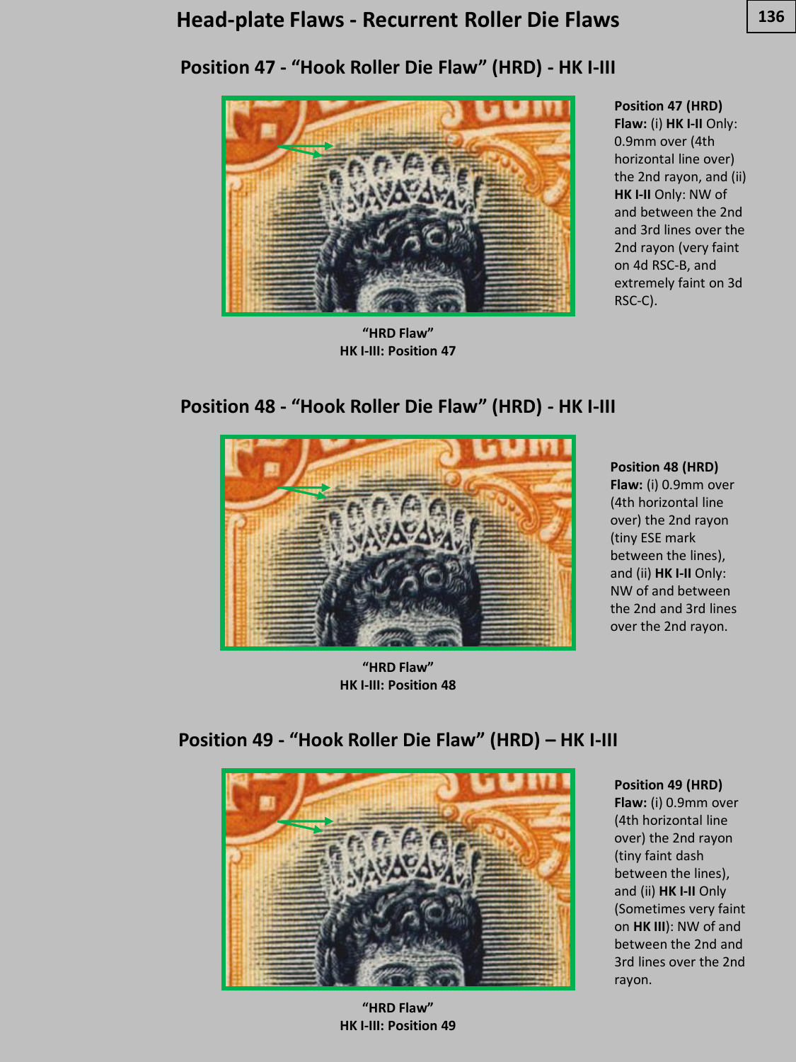# Head-plate Flaws - Recurrent Roller Die Flaws

## Position 47 - "Hook Roller Die Flaw" (HRD) - HK I-III

"HRD Flaw"
HK I-III: Position 47

**Position 47 (HRD) Flaw:** (i) **HK I-II** Only: 0.9mm over (4th horizontal line over) the 2nd rayon, and (ii) **HK I-II** Only: NW of and between the 2nd and 3rd lines over the 2nd rayon (very faint on 4d RSC-B, and extremely faint on 3d RSC-C).

## Position 48 - "Hook Roller Die Flaw" (HRD) - HK I-III

"HRD Flaw"
HK I-III: Position 48

**Position 48 (HRD) Flaw:** (i) 0.9mm over (4th horizontal line over) the 2nd rayon (tiny ESE mark between the lines), and (ii) **HK I-II** Only: NW of and between the 2nd and 3rd lines over the 2nd rayon.

## Position 49 - "Hook Roller Die Flaw" (HRD) – HK I-III

"HRD Flaw"
HK I-III: Position 49

**Position 49 (HRD) Flaw:** (i) 0.9mm over (4th horizontal line over) the 2nd rayon (tiny faint dash between the lines), and (ii) **HK I-II** Only (Sometimes very faint on **HK III**): NW of and between the 2nd and 3rd lines over the 2nd rayon.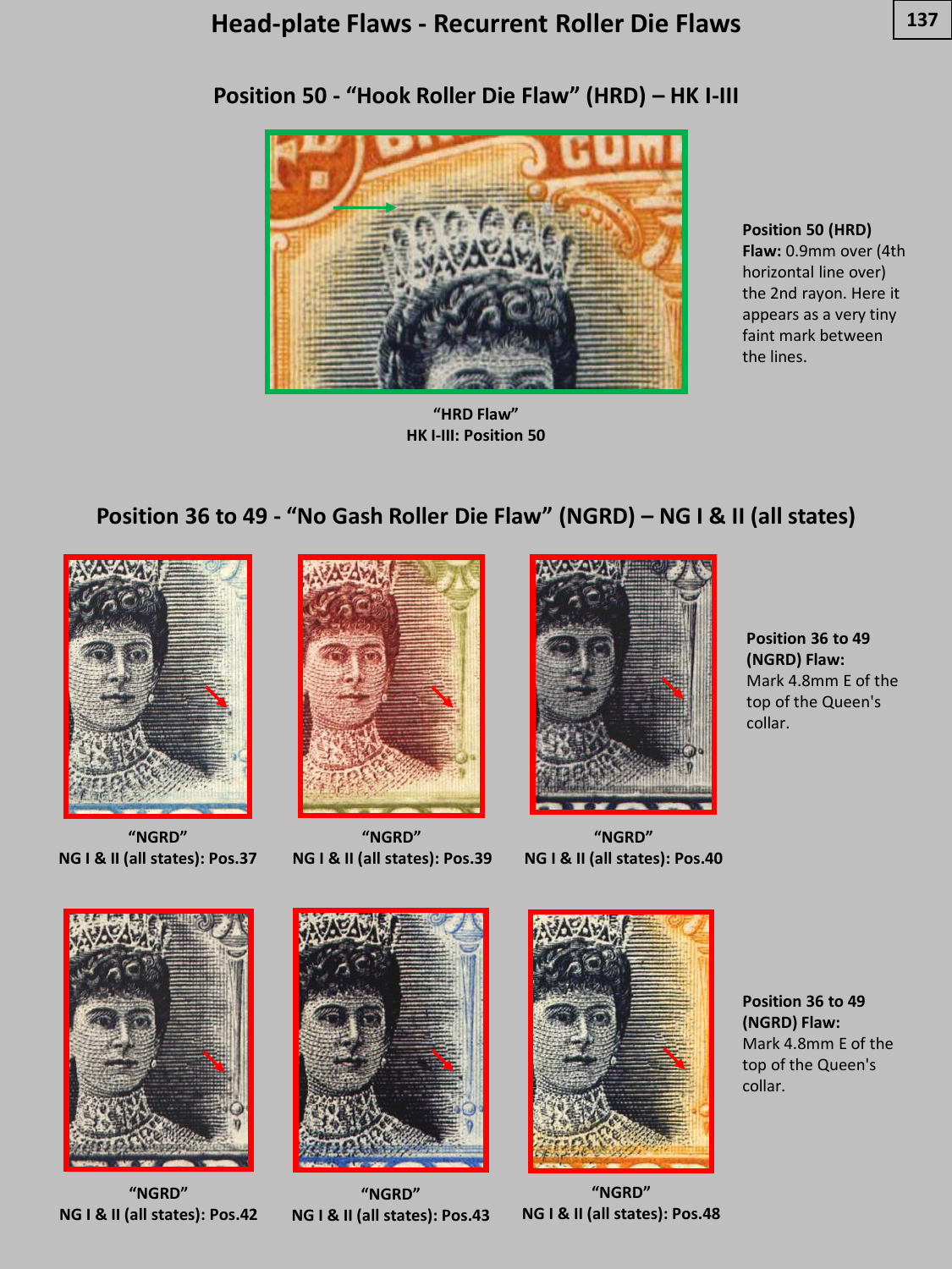# Head-plate Flaws - Recurrent Roller Die Flaws

## Position 50 - "Hook Roller Die Flaw" (HRD) – HK I-III

"HRD Flaw"
HK I-III: Position 50

**Position 50 (HRD) Flaw:** 0.9mm over (4th horizontal line over) the 2nd rayon. Here it appears as a very tiny faint mark between the lines.

## Position 36 to 49 - "No Gash Roller Die Flaw" (NGRD) – NG I & II (all states)

"NGRD"
NG I & II (all states): Pos.37

"NGRD"
NG I & II (all states): Pos.39

"NGRD"
NG I & II (all states): Pos.40

**Position 36 to 49 (NGRD) Flaw:**
Mark 4.8mm E of the top of the Queen's collar.

"NGRD"
NG I & II (all states): Pos.42

"NGRD"
NG I & II (all states): Pos.43

"NGRD"
NG I & II (all states): Pos.48

**Position 36 to 49 (NGRD) Flaw:**
Mark 4.8mm E of the top of the Queen's collar.